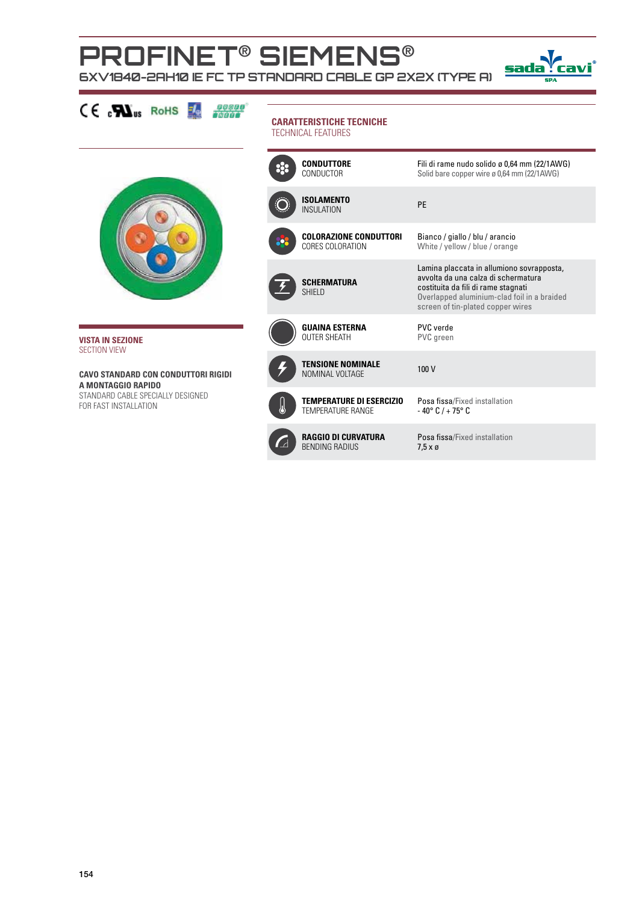# PROFINET® SIEMENS®

## 6XV1840-2AH10 IE FC TP STANDARD CABLE GP 2X2X (TYPE A)

CE cULus RoHS

**CARATTERISTICHE TECNICHE**
TECHNICAL FEATURES

| | |
|---|---|
| **CONDUTTORE**<br>CONDUCTOR | Fili di rame nudo solido ø 0,64 mm (22/1AWG)<br>Solid bare copper wire ø 0,64 mm (22/1AWG) |
| **ISOLAMENTO**<br>INSULATION | PE |
| **COLORAZIONE CONDUTTORI**<br>CORES COLORATION | Bianco / giallo / blu / arancio<br>White / yellow / blue / orange |
| **SCHERMATURA**<br>SHIELD | Lamina placcata in allumiono sovrapposta, avvolta da una calza di schermatura costituita da fili di rame stagnati<br>Overlapped aluminium-clad foil in a braided screen of tin-plated copper wires |
| **GUAINA ESTERNA**<br>OUTER SHEATH | PVC verde<br>PVC green |
| **TENSIONE NOMINALE**<br>NOMINAL VOLTAGE | 100 V |
| **TEMPERATURE DI ESERCIZIO**<br>TEMPERATURE RANGE | Posa fissa/Fixed installation<br>- 40° C / + 75° C |
| **RAGGIO DI CURVATURA**<br>BENDING RADIUS | Posa fissa/Fixed installation<br>7,5 x ø |

**VISTA IN SEZIONE**
SECTION VIEW

**CAVO STANDARD CON CONDUTTORI RIGIDI A MONTAGGIO RAPIDO**
STANDARD CABLE SPECIALLY DESIGNED FOR FAST INSTALLATION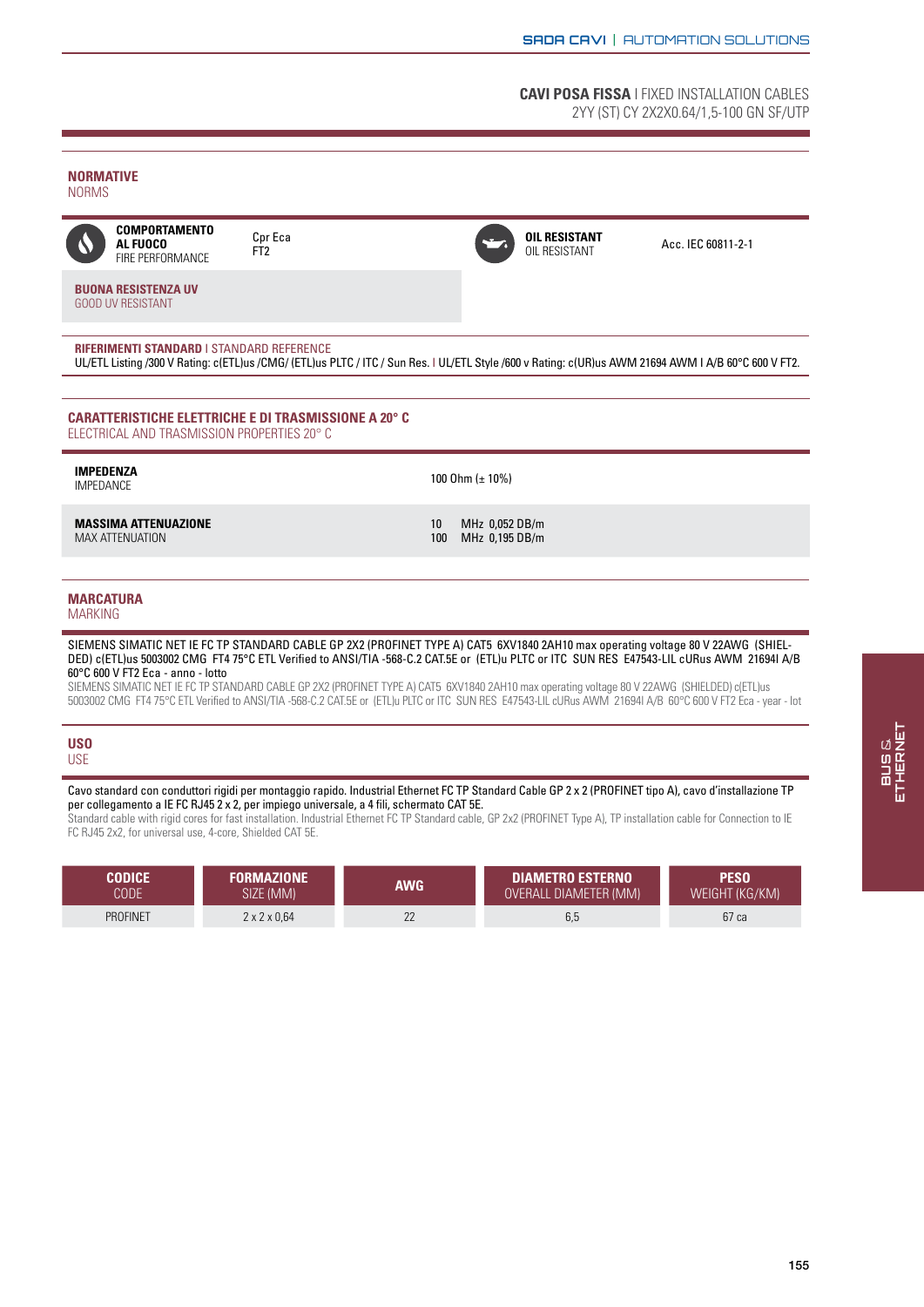# CAVI POSA FISSA | FIXED INSTALLATION CABLES

2YY (ST) CY 2X2X0.64/1,5-100 GN SF/UTP

## NORMATIVE
NORMS

| | | | |
|---|---|---|---|
| **COMPORTAMENTO AL FUOCO** FIRE PERFORMANCE | Cpr Eca FT2 | **OIL RESISTANT** OIL RESISTANT | Acc. IEC 60811-2-1 |
| **BUONA RESISTENZA UV** GOOD UV RESISTANT | | | |

**RIFERIMENTI STANDARD** | STANDARD REFERENCE
UL/ETL Listing /300 V Rating: c(ETL)us /CMG/ (ETL)us PLTC / ITC / Sun Res. | UL/ETL Style /600 v Rating: c(UR)us AWM 21694 AWM I A/B 60°C 600 V FT2.

## CARATTERISTICHE ELETTRICHE E DI TRASMISSIONE A 20° C
ELECTRICAL AND TRASMISSION PROPERTIES 20° C

| | |
|---|---|
| **IMPEDENZA** IMPEDANCE | 100 Ohm (± 10%) |
| **MASSIMA ATTENUAZIONE** MAX ATTENUATION | 10 MHz 0,052 DB/m<br>100 MHz 0,195 DB/m |

## MARCATURA
MARKING

SIEMENS SIMATIC NET IE FC TP STANDARD CABLE GP 2X2 (PROFINET TYPE A) CAT5 6XV1840 2AH10 max operating voltage 80 V 22AWG (SHIELDED) c(ETL)us 5003002 CMG FT4 75°C ETL Verified to ANSI/TIA -568-C.2 CAT.5E or (ETL)u PLTC or ITC SUN RES E47543-LIL cURus AWM 21694l A/B 60°C 600 V FT2 Eca - anno - lotto

SIEMENS SIMATIC NET IE FC TP STANDARD CABLE GP 2X2 (PROFINET TYPE A) CAT5 6XV1840 2AH10 max operating voltage 80 V 22AWG (SHIELDED) c(ETL)us 5003002 CMG FT4 75°C ETL Verified to ANSI/TIA -568-C.2 CAT.5E or (ETL)u PLTC or ITC SUN RES E47543-LIL cURus AWM 21694l A/B 60°C 600 V FT2 Eca - year - lot

## USO
USE

Cavo standard con conduttori rigidi per montaggio rapido. Industrial Ethernet FC TP Standard Cable GP 2 x 2 (PROFINET tipo A), cavo d'installazione TP per collegamento a IE FC RJ45 2 x 2, per impiego universale, a 4 fili, schermato CAT 5E.

Standard cable with rigid cores for fast installation. Industrial Ethernet FC TP Standard cable, GP 2x2 (PROFINET Type A), TP installation cable for Connection to IE FC RJ45 2x2, for universal use, 4-core, Shielded CAT 5E.

| CODICE CODE | FORMAZIONE SIZE (MM) | AWG | DIAMETRO ESTERNO OVERALL DIAMETER (MM) | PESO WEIGHT (KG/KM) |
|---|---|---|---|---|
| PROFINET | 2 x 2 x 0,64 | 22 | 6,5 | 67 ca |